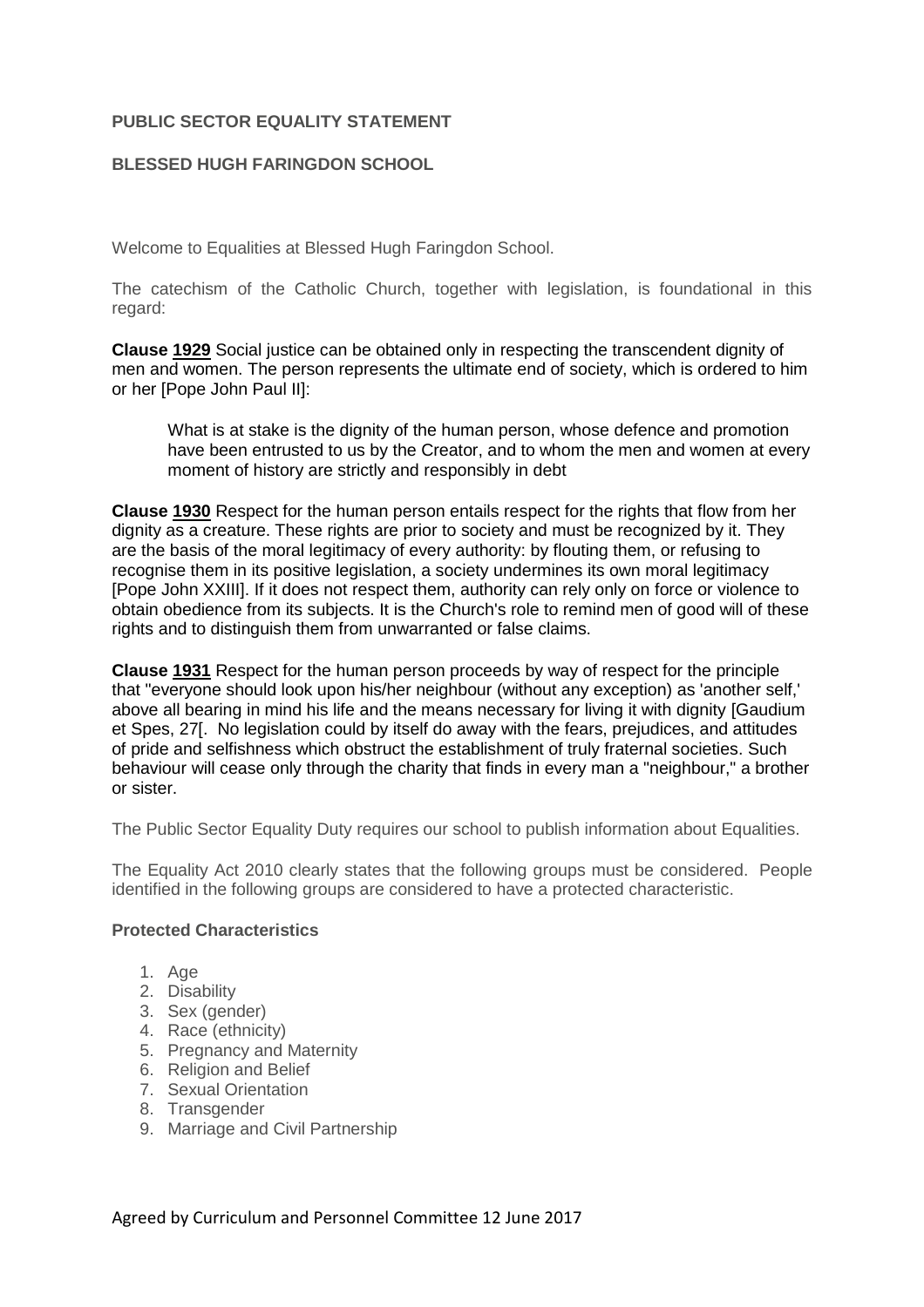**PUBLIC SECTOR EQUALITY STATEMENT**

**BLESSED HUGH FARINGDON SCHOOL**

Welcome to Equalities at Blessed Hugh Faringdon School.

The catechism of the Catholic Church, together with legislation, is foundational in this regard:

**Clause 1929** Social justice can be obtained only in respecting the transcendent dignity of men and women. The person represents the ultimate end of society, which is ordered to him or her [Pope John Paul II]:

> What is at stake is the dignity of the human person, whose defence and promotion have been entrusted to us by the Creator, and to whom the men and women at every moment of history are strictly and responsibly in debt

**Clause 1930** Respect for the human person entails respect for the rights that flow from her dignity as a creature. These rights are prior to society and must be recognized by it. They are the basis of the moral legitimacy of every authority: by flouting them, or refusing to recognise them in its positive legislation, a society undermines its own moral legitimacy [Pope John XXIII]. If it does not respect them, authority can rely only on force or violence to obtain obedience from its subjects. It is the Church's role to remind men of good will of these rights and to distinguish them from unwarranted or false claims.

**Clause 1931** Respect for the human person proceeds by way of respect for the principle that "everyone should look upon his/her neighbour (without any exception) as 'another self,' above all bearing in mind his life and the means necessary for living it with dignity [Gaudium et Spes, 27[. No legislation could by itself do away with the fears, prejudices, and attitudes of pride and selfishness which obstruct the establishment of truly fraternal societies. Such behaviour will cease only through the charity that finds in every man a "neighbour," a brother or sister.

The Public Sector Equality Duty requires our school to publish information about Equalities.

The Equality Act 2010 clearly states that the following groups must be considered. People identified in the following groups are considered to have a protected characteristic.

**Protected Characteristics**

1. Age
2. Disability
3. Sex (gender)
4. Race (ethnicity)
5. Pregnancy and Maternity
6. Religion and Belief
7. Sexual Orientation
8. Transgender
9. Marriage and Civil Partnership

Agreed by Curriculum and Personnel Committee 12 June 2017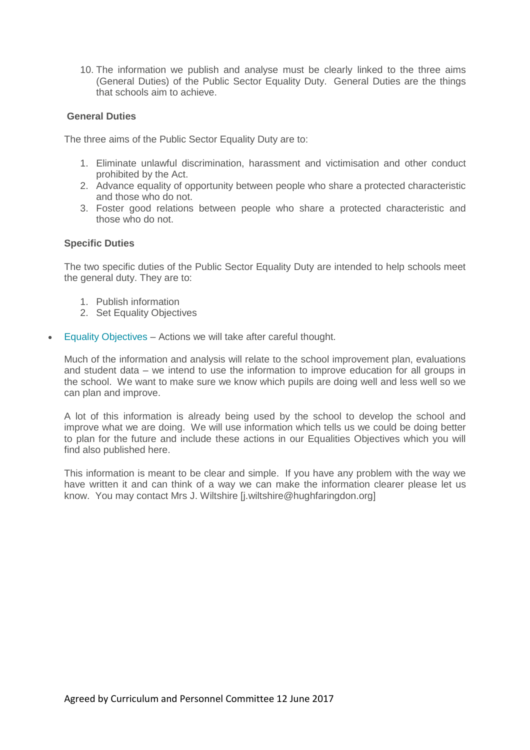10. The information we publish and analyse must be clearly linked to the three aims (General Duties) of the Public Sector Equality Duty. General Duties are the things that schools aim to achieve.

**General Duties**

The three aims of the Public Sector Equality Duty are to:

1. Eliminate unlawful discrimination, harassment and victimisation and other conduct prohibited by the Act.
2. Advance equality of opportunity between people who share a protected characteristic and those who do not.
3. Foster good relations between people who share a protected characteristic and those who do not.

**Specific Duties**

The two specific duties of the Public Sector Equality Duty are intended to help schools meet the general duty. They are to:

1. Publish information
2. Set Equality Objectives

- Equality Objectives – Actions we will take after careful thought.

  Much of the information and analysis will relate to the school improvement plan, evaluations and student data – we intend to use the information to improve education for all groups in the school. We want to make sure we know which pupils are doing well and less well so we can plan and improve.

  A lot of this information is already being used by the school to develop the school and improve what we are doing. We will use information which tells us we could be doing better to plan for the future and include these actions in our Equalities Objectives which you will find also published here.

  This information is meant to be clear and simple. If you have any problem with the way we have written it and can think of a way we can make the information clearer please let us know. You may contact Mrs J. Wiltshire [j.wiltshire@hughfaringdon.org]

Agreed by Curriculum and Personnel Committee 12 June 2017